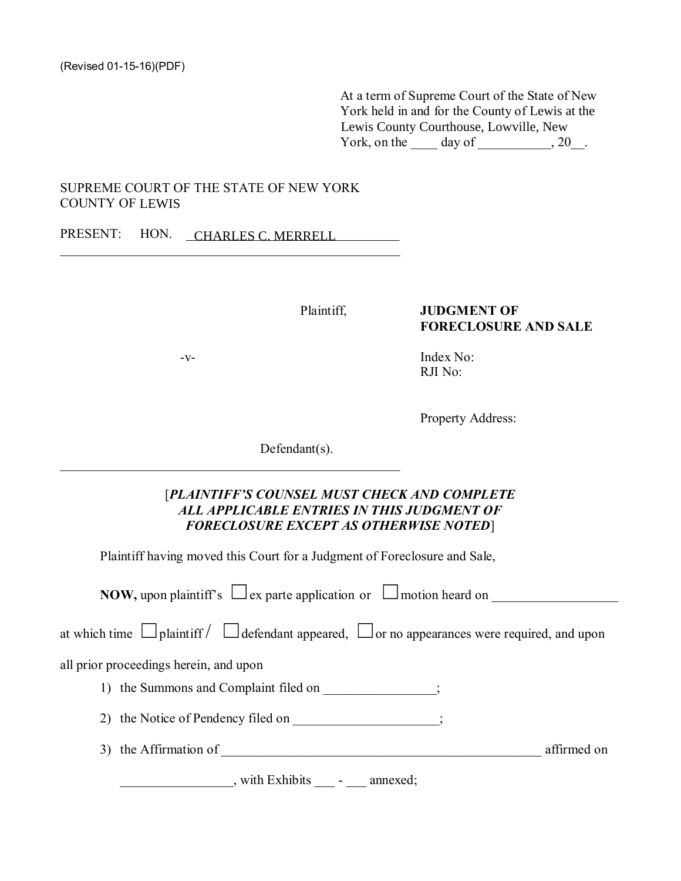(Revised 01-15-16)(PDF)

At a term of Supreme Court of the State of New York held in and for the County of Lewis at the Lewis County Courthouse, Lowville, New York, on the ____ day of ___________, 20__.

SUPREME COURT OF THE STATE OF NEW YORK
COUNTY OF LEWIS

PRESENT: HON. CHARLES C. MERRELL

______________________________________________________

Plaintiff,

-v-

Defendant(s).

______________________________________________________

**JUDGMENT OF FORECLOSURE AND SALE**

Index No:
RJI No:

Property Address:

[***PLAINTIFF'S COUNSEL MUST CHECK AND COMPLETE ALL APPLICABLE ENTRIES IN THIS JUDGMENT OF FORECLOSURE EXCEPT AS OTHERWISE NOTED***]

Plaintiff having moved this Court for a Judgment of Foreclosure and Sale,

**NOW,** upon plaintiff's ☐ ex parte application or ☐ motion heard on __________________

at which time ☐ plaintiff / ☐ defendant appeared, ☐ or no appearances were required, and upon all prior proceedings herein, and upon

1) the Summons and Complaint filed on ________________;

2) the Notice of Pendency filed on _____________________;

3) the Affirmation of _________________________________________________ affirmed on ________________, with Exhibits ___ - ___ annexed;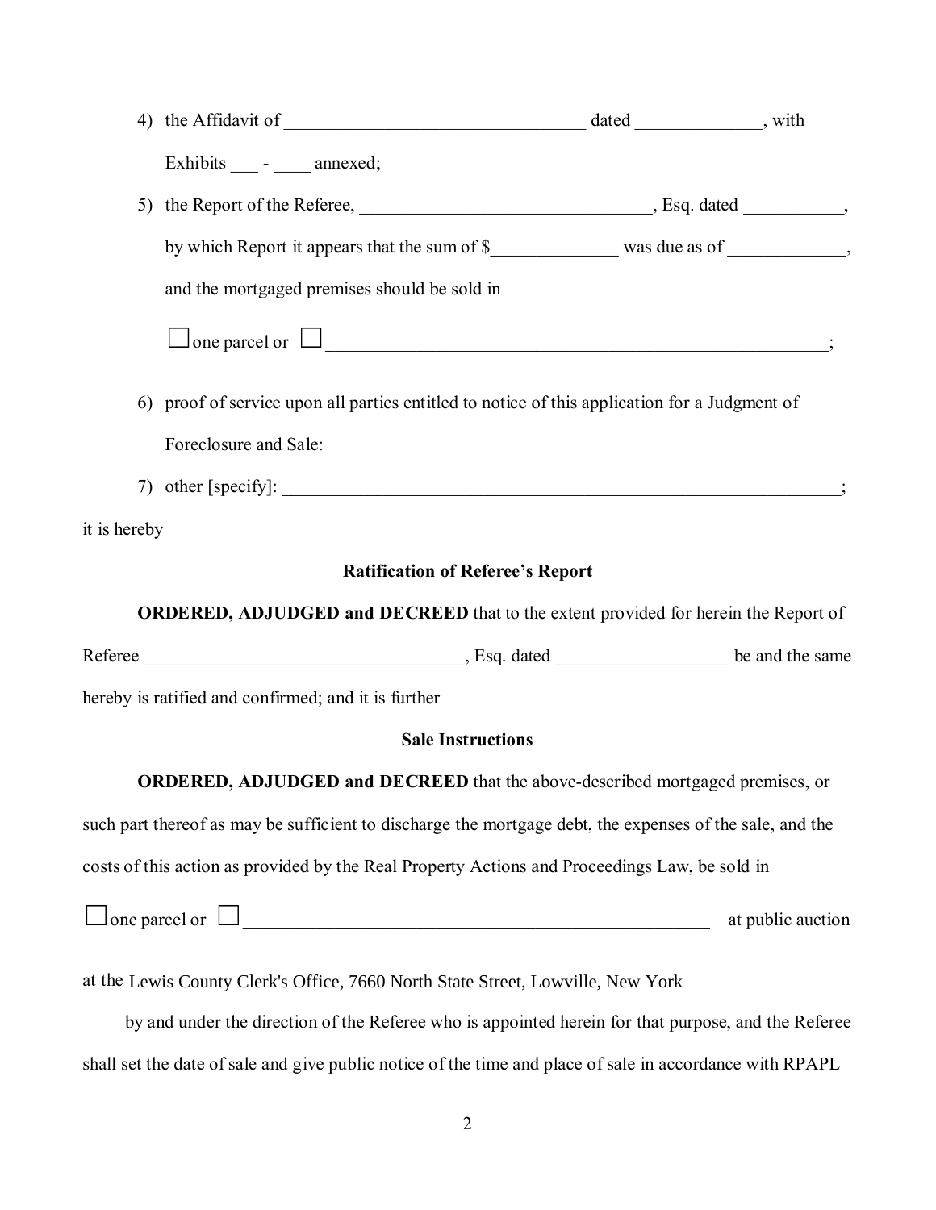4) the Affidavit of ________________________________ dated _____________, with Exhibits ___ - ____ annexed;

5) the Report of the Referee, _______________________________, Esq. dated __________, by which Report it appears that the sum of $_____________ was due as of ____________, and the mortgaged premises should be sold in

   ☐ one parel or ☐ _____________________________________________________;

6) proof of service upon all parties entitled to notice of this application for a Judgment of Foreclosure and Sale:

7) other [specify]: ___________________________________________________________;

it is hereby

**Ratification of Referee's Report**

**ORDERED, ADJUDGED and DECREED** that to the extent provided for herein the Report of Referee __________________________________, Esq. dated __________________ be and the same hereby is ratified and confirmed; and it is further

**Sale Instructions**

**ORDERED, ADJUDGED and DECREED** that the above-described mortgaged premises, or such part thereof as may be sufficient to discharge the mortgage debt, the expenses of the sale, and the costs of this action as provided by the Real Property Actions and Proceedings Law, be sold in

☐ one parcel or ☐ ____________________________________________________ at public auction

at the Lewis County Clerk's Office, 7660 North State Street, Lowville, New York

by and under the direction of the Referee who is appointed herein for that purpose, and the Referee shall set the date of sale and give public notice of the time and place of sale in accordance with RPAPL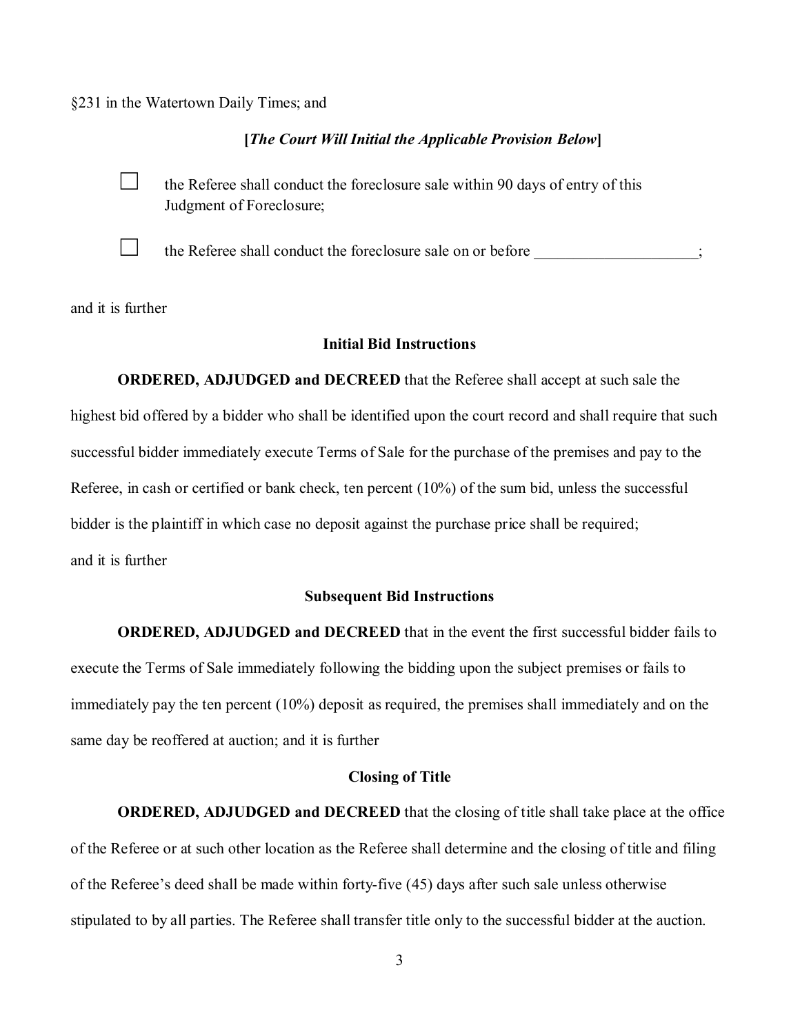§231 in the Watertown Daily Times; and

**[*The Court Will Initial the Applicable Provision Below*]**

☐ the Referee shall conduct the foreclosure sale within 90 days of entry of this Judgment of Foreclosure;

☐ the Referee shall conduct the foreclosure sale on or before ____________________;

and it is further

**Initial Bid Instructions**

**ORDERED, ADJUDGED and DECREED** that the Referee shall accept at such sale the highest bid offered by a bidder who shall be identified upon the court record and shall require that such successful bidder immediately execute Terms of Sale for the purchase of the premises and pay to the Referee, in cash or certified or bank check, ten percent (10%) of the sum bid, unless the successful bidder is the plaintiff in which case no deposit against the purchase price shall be required; and it is further

**Subsequent Bid Instructions**

**ORDERED, ADJUDGED and DECREED** that in the event the first successful bidder fails to execute the Terms of Sale immediately following the bidding upon the subject premises or fails to immediately pay the ten percent (10%) deposit as required, the premises shall immediately and on the same day be reoffered at auction; and it is further

**Closing of Title**

**ORDERED, ADJUDGED and DECREED** that the closing of title shall take place at the office of the Referee or at such other location as the Referee shall determine and the closing of title and filing of the Referee's deed shall be made within forty-five (45) days after such sale unless otherwise stipulated to by all parties. The Referee shall transfer title only to the successful bidder at the auction.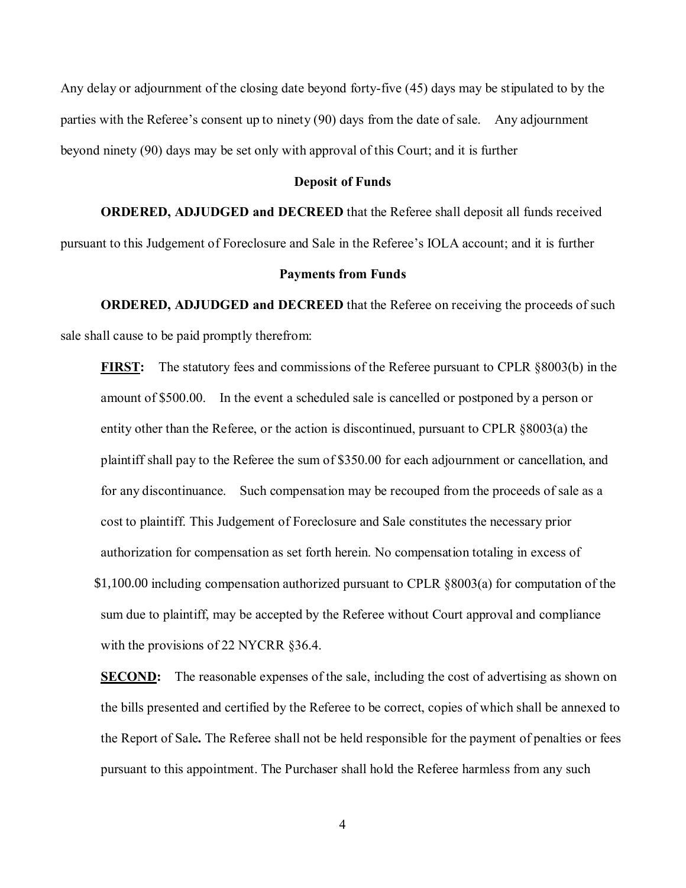Any delay or adjournment of the closing date beyond forty-five (45) days may be stipulated to by the parties with the Referee's consent up to ninety (90) days from the date of sale. Any adjournment beyond ninety (90) days may be set only with approval of this Court; and it is further

**Deposit of Funds**

**ORDERED, ADJUDGED and DECREED** that the Referee shall deposit all funds received pursuant to this Judgement of Foreclosure and Sale in the Referee's IOLA account; and it is further

**Payments from Funds**

**ORDERED, ADJUDGED and DECREED** that the Referee on receiving the proceeds of such sale shall cause to be paid promptly therefrom:

**<u>FIRST</u>:** The statutory fees and commissions of the Referee pursuant to CPLR §8003(b) in the amount of $500.00. In the event a scheduled sale is cancelled or postponed by a person or entity other than the Referee, or the action is discontinued, pursuant to CPLR §8003(a) the plaintiff shall pay to the Referee the sum of $350.00 for each adjournment or cancellation, and for any discontinuance. Such compensation may be recouped from the proceeds of sale as a cost to plaintiff. This Judgement of Foreclosure and Sale constitutes the necessary prior authorization for compensation as set forth herein. No compensation totaling in excess of $1,100.00 including compensation authorized pursuant to CPLR §8003(a) for computation of the sum due to plaintiff, may be accepted by the Referee without Court approval and compliance with the provisions of 22 NYCRR §36.4.

**<u>SECOND</u>:** The reasonable expenses of the sale, including the cost of advertising as shown on the bills presented and certified by the Referee to be correct, copies of which shall be annexed to the Report of Sale**.** The Referee shall not be held responsible for the payment of penalties or fees pursuant to this appointment. The Purchaser shall hold the Referee harmless from any such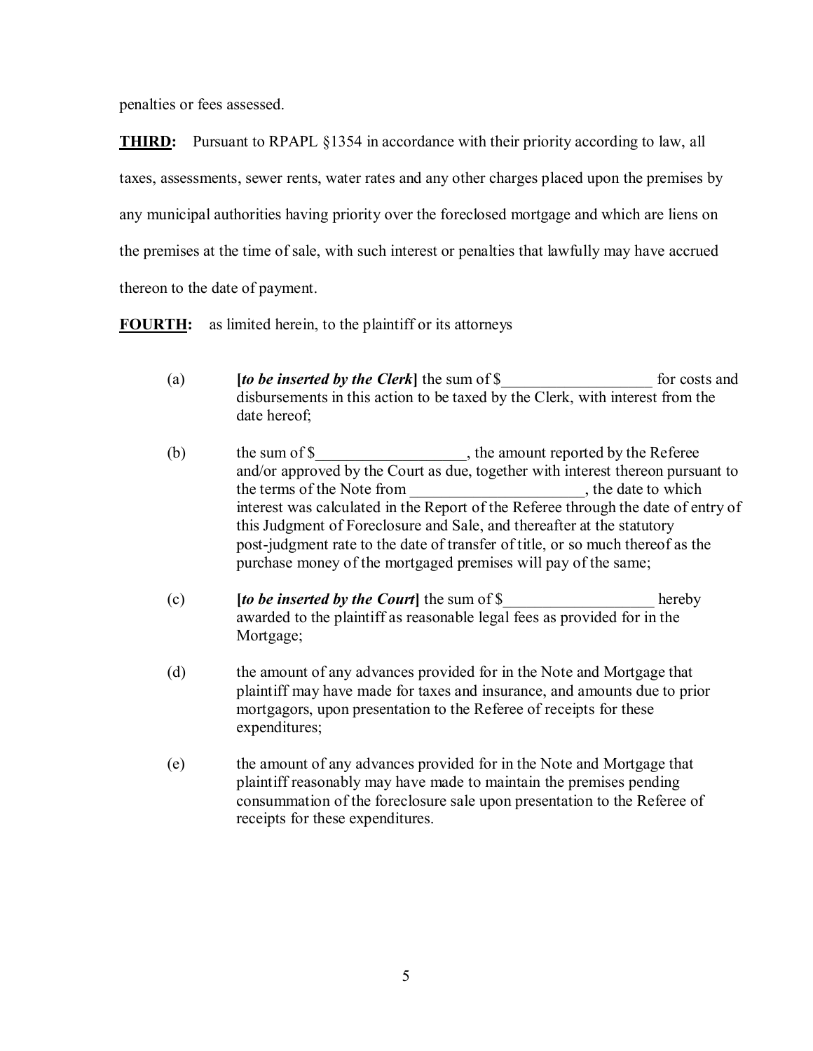penalties or fees assessed.

**THIRD:** Pursuant to RPAPL §1354 in accordance with their priority according to law, all taxes, assessments, sewer rents, water rates and any other charges placed upon the premises by any municipal authorities having priority over the foreclosed mortgage and which are liens on the premises at the time of sale, with such interest or penalties that lawfully may have accrued thereon to the date of payment.

**FOURTH:** as limited herein, to the plaintiff or its attorneys

(a) **[*to be inserted by the Clerk*]** the sum of $__________________ for costs and disbursements in this action to be taxed by the Clerk, with interest from the date hereof;

(b) the sum of $__________________, the amount reported by the Referee and/or approved by the Court as due, together with interest thereon pursuant to the terms of the Note from _____________________, the date to which interest was calculated in the Report of the Referee through the date of entry of this Judgment of Foreclosure and Sale, and thereafter at the statutory post-judgment rate to the date of transfer of title, or so much thereof as the purchase money of the mortgaged premises will pay of the same;

(c) **[*to be inserted by the Court*]** the sum of $__________________ hereby awarded to the plaintiff as reasonable legal fees as provided for in the Mortgage;

(d) the amount of any advances provided for in the Note and Mortgage that plaintiff may have made for taxes and insurance, and amounts due to prior mortgagors, upon presentation to the Referee of receipts for these expenditures;

(e) the amount of any advances provided for in the Note and Mortgage that plaintiff reasonably may have made to maintain the premises pending consummation of the foreclosure sale upon presentation to the Referee of receipts for these expenditures.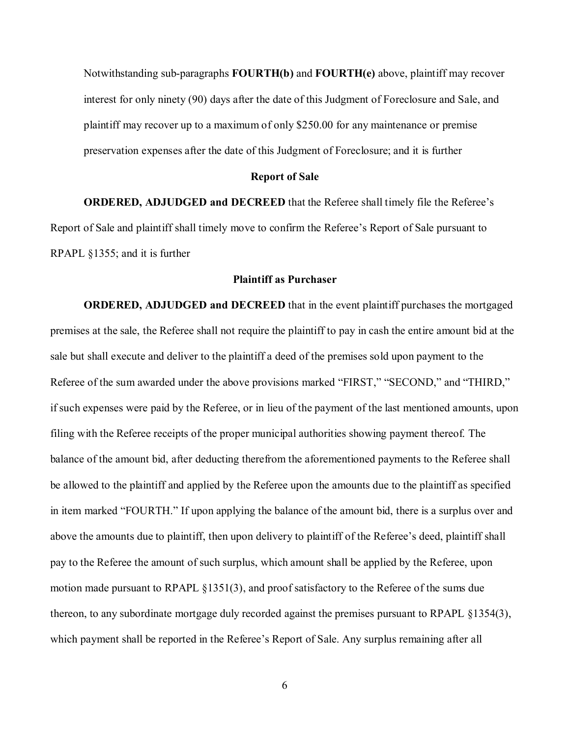Notwithstanding sub-paragraphs **FOURTH(b)** and **FOURTH(e)** above, plaintiff may recover interest for only ninety (90) days after the date of this Judgment of Foreclosure and Sale, and plaintiff may recover up to a maximum of only $250.00 for any maintenance or premise preservation expenses after the date of this Judgment of Foreclosure; and it is further

**Report of Sale**

**ORDERED, ADJUDGED and DECREED** that the Referee shall timely file the Referee's Report of Sale and plaintiff shall timely move to confirm the Referee's Report of Sale pursuant to RPAPL §1355; and it is further

**Plaintiff as Purchaser**

**ORDERED, ADJUDGED and DECREED** that in the event plaintiff purchases the mortgaged premises at the sale, the Referee shall not require the plaintiff to pay in cash the entire amount bid at the sale but shall execute and deliver to the plaintiff a deed of the premises sold upon payment to the Referee of the sum awarded under the above provisions marked "FIRST," "SECOND," and "THIRD," if such expenses were paid by the Referee, or in lieu of the payment of the last mentioned amounts, upon filing with the Referee receipts of the proper municipal authorities showing payment thereof. The balance of the amount bid, after deducting therefrom the aforementioned payments to the Referee shall be allowed to the plaintiff and applied by the Referee upon the amounts due to the plaintiff as specified in item marked "FOURTH." If upon applying the balance of the amount bid, there is a surplus over and above the amounts due to plaintiff, then upon delivery to plaintiff of the Referee's deed, plaintiff shall pay to the Referee the amount of such surplus, which amount shall be applied by the Referee, upon motion made pursuant to RPAPL §1351(3), and proof satisfactory to the Referee of the sums due thereon, to any subordinate mortgage duly recorded against the premises pursuant to RPAPL §1354(3), which payment shall be reported in the Referee's Report of Sale. Any surplus remaining after all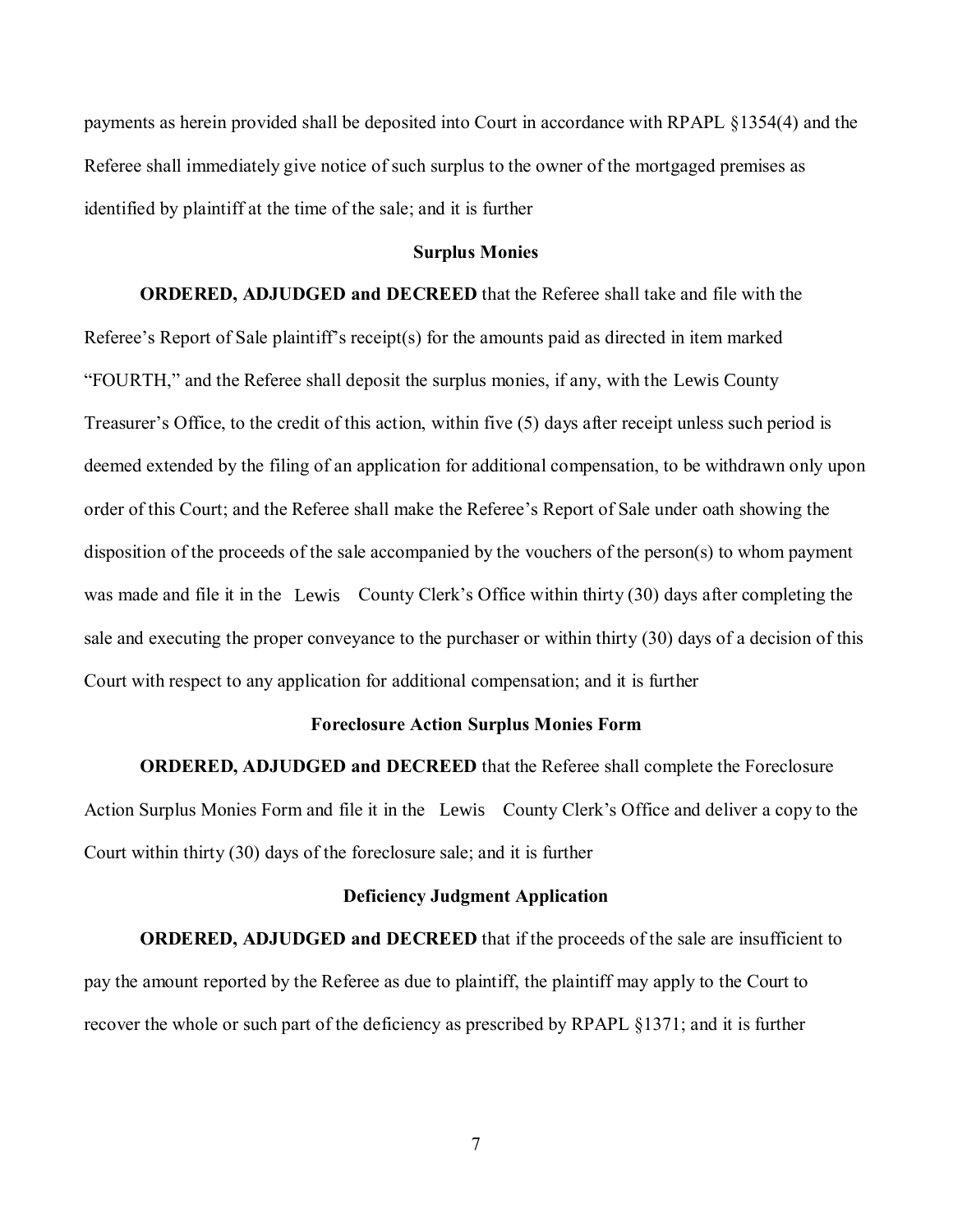payments as herein provided shall be deposited into Court in accordance with RPAPL §1354(4) and the Referee shall immediately give notice of such surplus to the owner of the mortgaged premises as identified by plaintiff at the time of the sale; and it is further

### Surplus Monies

**ORDERED, ADJUDGED and DECREED** that the Referee shall take and file with the Referee's Report of Sale plaintiff's receipt(s) for the amounts paid as directed in item marked "FOURTH," and the Referee shall deposit the surplus monies, if any, with the Lewis County Treasurer's Office, to the credit of this action, within five (5) days after receipt unless such period is deemed extended by the filing of an application for additional compensation, to be withdrawn only upon order of this Court; and the Referee shall make the Referee's Report of Sale under oath showing the disposition of the proceeds of the sale accompanied by the vouchers of the person(s) to whom payment was made and file it in the Lewis County Clerk's Office within thirty (30) days after completing the sale and executing the proper conveyance to the purchaser or within thirty (30) days of a decision of this Court with respect to any application for additional compensation; and it is further

### Foreclosure Action Surplus Monies Form

**ORDERED, ADJUDGED and DECREED** that the Referee shall complete the Foreclosure Action Surplus Monies Form and file it in the Lewis County Clerk's Office and deliver a copy to the Court within thirty (30) days of the foreclosure sale; and it is further

### Deficiency Judgment Application

**ORDERED, ADJUDGED and DECREED** that if the proceeds of the sale are insufficient to pay the amount reported by the Referee as due to plaintiff, the plaintiff may apply to the Court to recover the whole or such part of the deficiency as prescribed by RPAPL §1371; and it is further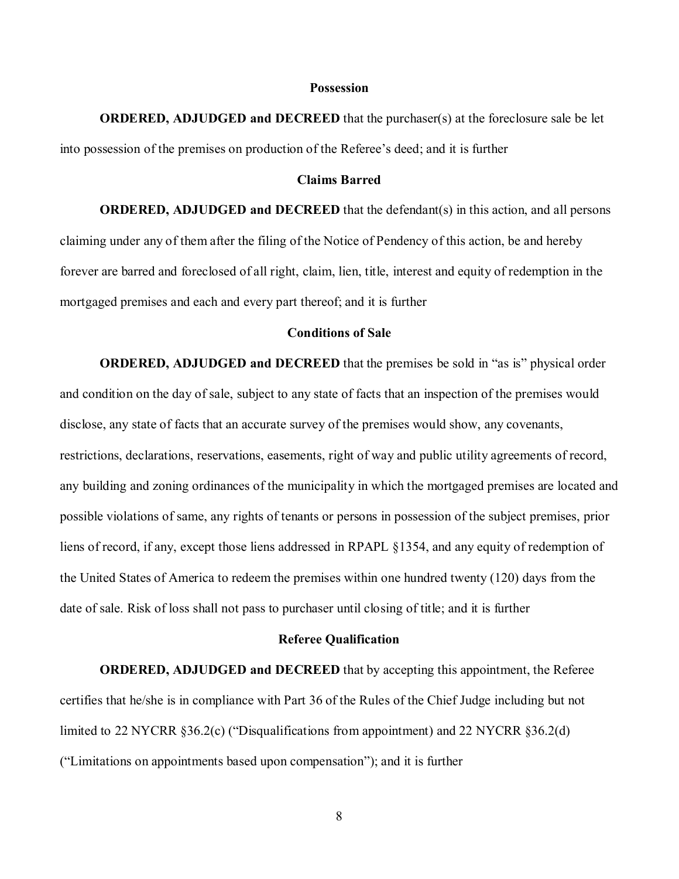**Possession**

**ORDERED, ADJUDGED and DECREED** that the purchaser(s) at the foreclosure sale be let into possession of the premises on production of the Referee's deed; and it is further

**Claims Barred**

**ORDERED, ADJUDGED and DECREED** that the defendant(s) in this action, and all persons claiming under any of them after the filing of the Notice of Pendency of this action, be and hereby forever are barred and foreclosed of all right, claim, lien, title, interest and equity of redemption in the mortgaged premises and each and every part thereof; and it is further

**Conditions of Sale**

**ORDERED, ADJUDGED and DECREED** that the premises be sold in "as is" physical order and condition on the day of sale, subject to any state of facts that an inspection of the premises would disclose, any state of facts that an accurate survey of the premises would show, any covenants, restrictions, declarations, reservations, easements, right of way and public utility agreements of record, any building and zoning ordinances of the municipality in which the mortgaged premises are located and possible violations of same, any rights of tenants or persons in possession of the subject premises, prior liens of record, if any, except those liens addressed in RPAPL §1354, and any equity of redemption of the United States of America to redeem the premises within one hundred twenty (120) days from the date of sale. Risk of loss shall not pass to purchaser until closing of title; and it is further

**Referee Qualification**

**ORDERED, ADJUDGED and DECREED** that by accepting this appointment, the Referee certifies that he/she is in compliance with Part 36 of the Rules of the Chief Judge including but not limited to 22 NYCRR §36.2(c) ("Disqualifications from appointment) and 22 NYCRR §36.2(d) ("Limitations on appointments based upon compensation"); and it is further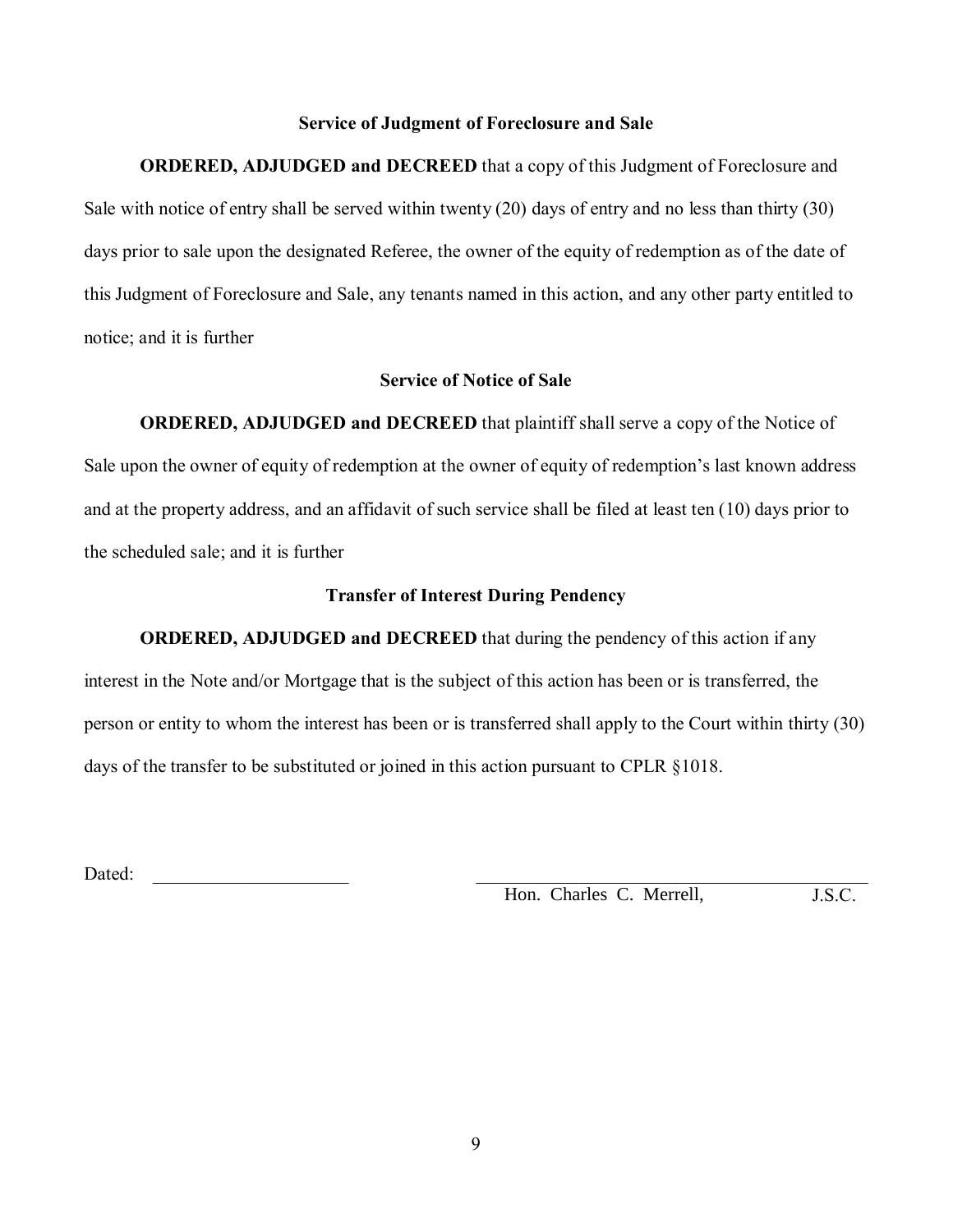**Service of Judgment of Foreclosure and Sale**

**ORDERED, ADJUDGED and DECREED** that a copy of this Judgment of Foreclosure and Sale with notice of entry shall be served within twenty (20) days of entry and no less than thirty (30) days prior to sale upon the designated Referee, the owner of the equity of redemption as of the date of this Judgment of Foreclosure and Sale, any tenants named in this action, and any other party entitled to notice; and it is further

**Service of Notice of Sale**

**ORDERED, ADJUDGED and DECREED** that plaintiff shall serve a copy of the Notice of Sale upon the owner of equity of redemption at the owner of equity of redemption's last known address and at the property address, and an affidavit of such service shall be filed at least ten (10) days prior to the scheduled sale; and it is further

**Transfer of Interest During Pendency**

**ORDERED, ADJUDGED and DECREED** that during the pendency of this action if any interest in the Note and/or Mortgage that is the subject of this action has been or is transferred, the person or entity to whom the interest has been or is transferred shall apply to the Court within thirty (30) days of the transfer to be substituted or joined in this action pursuant to CPLR §1018.

Dated: ____________________ ____________________________________

Hon. Charles C. Merrell, J.S.C.